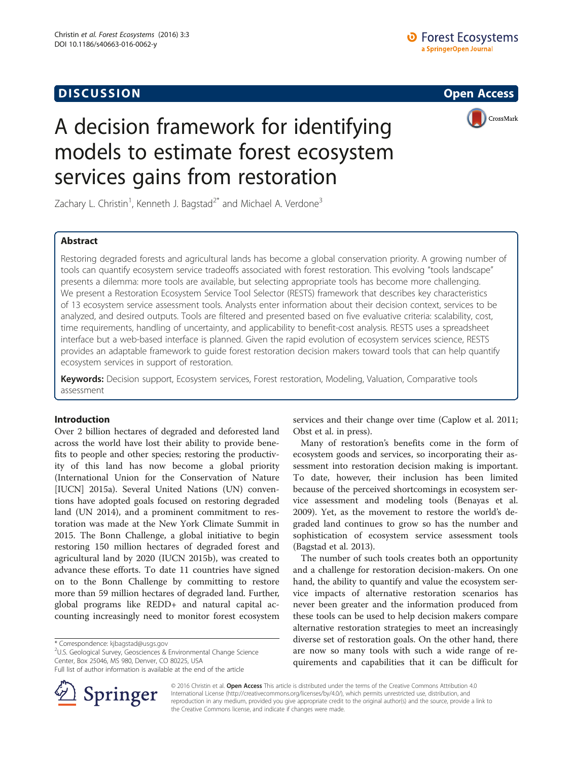DISCUSSION

Open Access

# A decision framework for identifying models to estimate forest ecosystem services gains from restoration

Zachary L. Christin[1], Kenneth J. Bagstad[2*] and Michael A. Verdone[3]

## Abstract

Restoring degraded forests and agricultural lands has become a global conservation priority. A growing number of tools can quantify ecosystem service tradeoffs associated with forest restoration. This evolving "tools landscape" presents a dilemma: more tools are available, but selecting appropriate tools has become more challenging. We present a Restoration Ecosystem Service Tool Selector (RESTS) framework that describes key characteristics of 13 ecosystem service assessment tools. Analysts enter information about their decision context, services to be analyzed, and desired outputs. Tools are filtered and presented based on five evaluative criteria: scalability, cost, time requirements, handling of uncertainty, and applicability to benefit-cost analysis. RESTS uses a spreadsheet interface but a web-based interface is planned. Given the rapid evolution of ecosystem services science, RESTS provides an adaptable framework to guide forest restoration decision makers toward tools that can help quantify ecosystem services in support of restoration.

**Keywords:** Decision support, Ecosystem services, Forest restoration, Modeling, Valuation, Comparative tools assessment

## Introduction

Over 2 billion hectares of degraded and deforested land across the world have lost their ability to provide benefits to people and other species; restoring the productivity of this land has now become a global priority (International Union for the Conservation of Nature [IUCN] 2015a). Several United Nations (UN) conventions have adopted goals focused on restoring degraded land (UN 2014), and a prominent commitment to restoration was made at the New York Climate Summit in 2015. The Bonn Challenge, a global initiative to begin restoring 150 million hectares of degraded forest and agricultural land by 2020 (IUCN 2015b), was created to advance these efforts. To date 11 countries have signed on to the Bonn Challenge by committing to restore more than 59 million hectares of degraded land. Further, global programs like REDD+ and natural capital accounting increasingly need to monitor forest ecosystem services and their change over time (Caplow et al. 2011; Obst et al. in press).

Many of restoration's benefits come in the form of ecosystem goods and services, so incorporating their assessment into restoration decision making is important. To date, however, their inclusion has been limited because of the perceived shortcomings in ecosystem service assessment and modeling tools (Benayas et al. 2009). Yet, as the movement to restore the world's degraded land continues to grow so has the number and sophistication of ecosystem service assessment tools (Bagstad et al. 2013).

The number of such tools creates both an opportunity and a challenge for restoration decision-makers. On one hand, the ability to quantify and value the ecosystem service impacts of alternative restoration scenarios has never been greater and the information produced from these tools can be used to help decision makers compare alternative restoration strategies to meet an increasingly diverse set of restoration goals. On the other hand, there are now so many tools with such a wide range of requirements and capabilities that it can be difficult for

\* Correspondence: kjbagstad@usgs.gov
[2]U.S. Geological Survey, Geosciences & Environmental Change Science Center, Box 25046, MS 980, Denver, CO 80225, USA
Full list of author information is available at the end of the article

© 2016 Christin et al. **Open Access** This article is distributed under the terms of the Creative Commons Attribution 4.0 International License (http://creativecommons.org/licenses/by/4.0/), which permits unrestricted use, distribution, and reproduction in any medium, provided you give appropriate credit to the original author(s) and the source, provide a link to the Creative Commons license, and indicate if changes were made.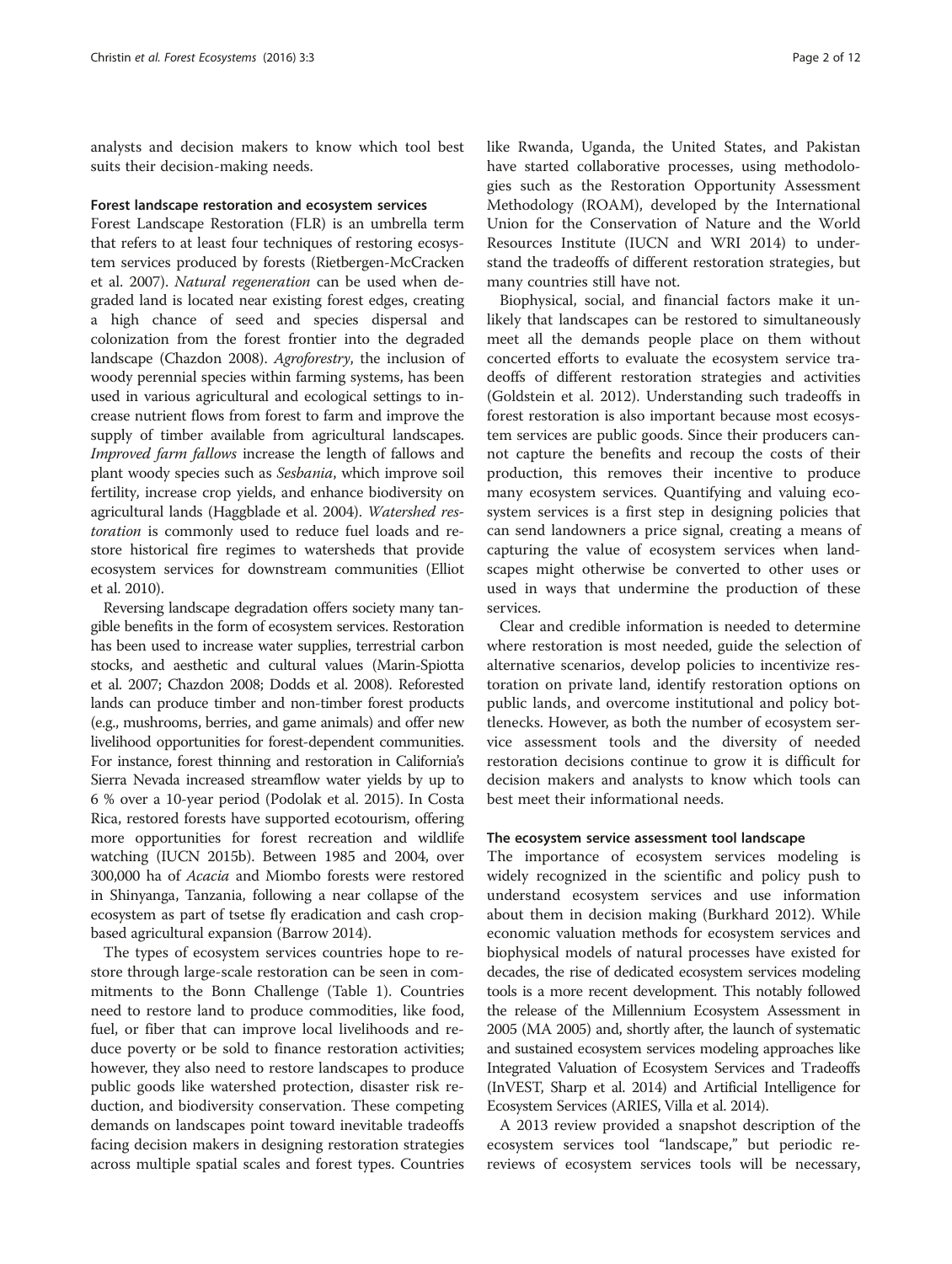analysts and decision makers to know which tool best suits their decision-making needs.

### Forest landscape restoration and ecosystem services

Forest Landscape Restoration (FLR) is an umbrella term that refers to at least four techniques of restoring ecosystem services produced by forests (Rietbergen-McCracken et al. 2007). *Natural regeneration* can be used when degraded land is located near existing forest edges, creating a high chance of seed and species dispersal and colonization from the forest frontier into the degraded landscape (Chazdon 2008). *Agroforestry*, the inclusion of woody perennial species within farming systems, has been used in various agricultural and ecological settings to increase nutrient flows from forest to farm and improve the supply of timber available from agricultural landscapes. *Improved farm fallows* increase the length of fallows and plant woody species such as *Sesbania*, which improve soil fertility, increase crop yields, and enhance biodiversity on agricultural lands (Haggblade et al. 2004). *Watershed restoration* is commonly used to reduce fuel loads and restore historical fire regimes to watersheds that provide ecosystem services for downstream communities (Elliot et al. 2010).

Reversing landscape degradation offers society many tangible benefits in the form of ecosystem services. Restoration has been used to increase water supplies, terrestrial carbon stocks, and aesthetic and cultural values (Marin-Spiotta et al. 2007; Chazdon 2008; Dodds et al. 2008). Reforested lands can produce timber and non-timber forest products (e.g., mushrooms, berries, and game animals) and offer new livelihood opportunities for forest-dependent communities. For instance, forest thinning and restoration in California's Sierra Nevada increased streamflow water yields by up to 6 % over a 10-year period (Podolak et al. 2015). In Costa Rica, restored forests have supported ecotourism, offering more opportunities for forest recreation and wildlife watching (IUCN 2015b). Between 1985 and 2004, over 300,000 ha of *Acacia* and Miombo forests were restored in Shinyanga, Tanzania, following a near collapse of the ecosystem as part of tsetse fly eradication and cash crop-based agricultural expansion (Barrow 2014).

The types of ecosystem services countries hope to restore through large-scale restoration can be seen in commitments to the Bonn Challenge (Table 1). Countries need to restore land to produce commodities, like food, fuel, or fiber that can improve local livelihoods and reduce poverty or be sold to finance restoration activities; however, they also need to restore landscapes to produce public goods like watershed protection, disaster risk reduction, and biodiversity conservation. These competing demands on landscapes point toward inevitable tradeoffs facing decision makers in designing restoration strategies across multiple spatial scales and forest types. Countries like Rwanda, Uganda, the United States, and Pakistan have started collaborative processes, using methodologies such as the Restoration Opportunity Assessment Methodology (ROAM), developed by the International Union for the Conservation of Nature and the World Resources Institute (IUCN and WRI 2014) to understand the tradeoffs of different restoration strategies, but many countries still have not.

Biophysical, social, and financial factors make it unlikely that landscapes can be restored to simultaneously meet all the demands people place on them without concerted efforts to evaluate the ecosystem service tradeoffs of different restoration strategies and activities (Goldstein et al. 2012). Understanding such tradeoffs in forest restoration is also important because most ecosystem services are public goods. Since their producers cannot capture the benefits and recoup the costs of their production, this removes their incentive to produce many ecosystem services. Quantifying and valuing ecosystem services is a first step in designing policies that can send landowners a price signal, creating a means of capturing the value of ecosystem services when landscapes might otherwise be converted to other uses or used in ways that undermine the production of these services.

Clear and credible information is needed to determine where restoration is most needed, guide the selection of alternative scenarios, develop policies to incentivize restoration on private land, identify restoration options on public lands, and overcome institutional and policy bottlenecks. However, as both the number of ecosystem service assessment tools and the diversity of needed restoration decisions continue to grow it is difficult for decision makers and analysts to know which tools can best meet their informational needs.

### The ecosystem service assessment tool landscape

The importance of ecosystem services modeling is widely recognized in the scientific and policy push to understand ecosystem services and use information about them in decision making (Burkhard 2012). While economic valuation methods for ecosystem services and biophysical models of natural processes have existed for decades, the rise of dedicated ecosystem services modeling tools is a more recent development. This notably followed the release of the Millennium Ecosystem Assessment in 2005 (MA 2005) and, shortly after, the launch of systematic and sustained ecosystem services modeling approaches like Integrated Valuation of Ecosystem Services and Tradeoffs (InVEST, Sharp et al. 2014) and Artificial Intelligence for Ecosystem Services (ARIES, Villa et al. 2014).

A 2013 review provided a snapshot description of the ecosystem services tool "landscape," but periodic re-reviews of ecosystem services tools will be necessary,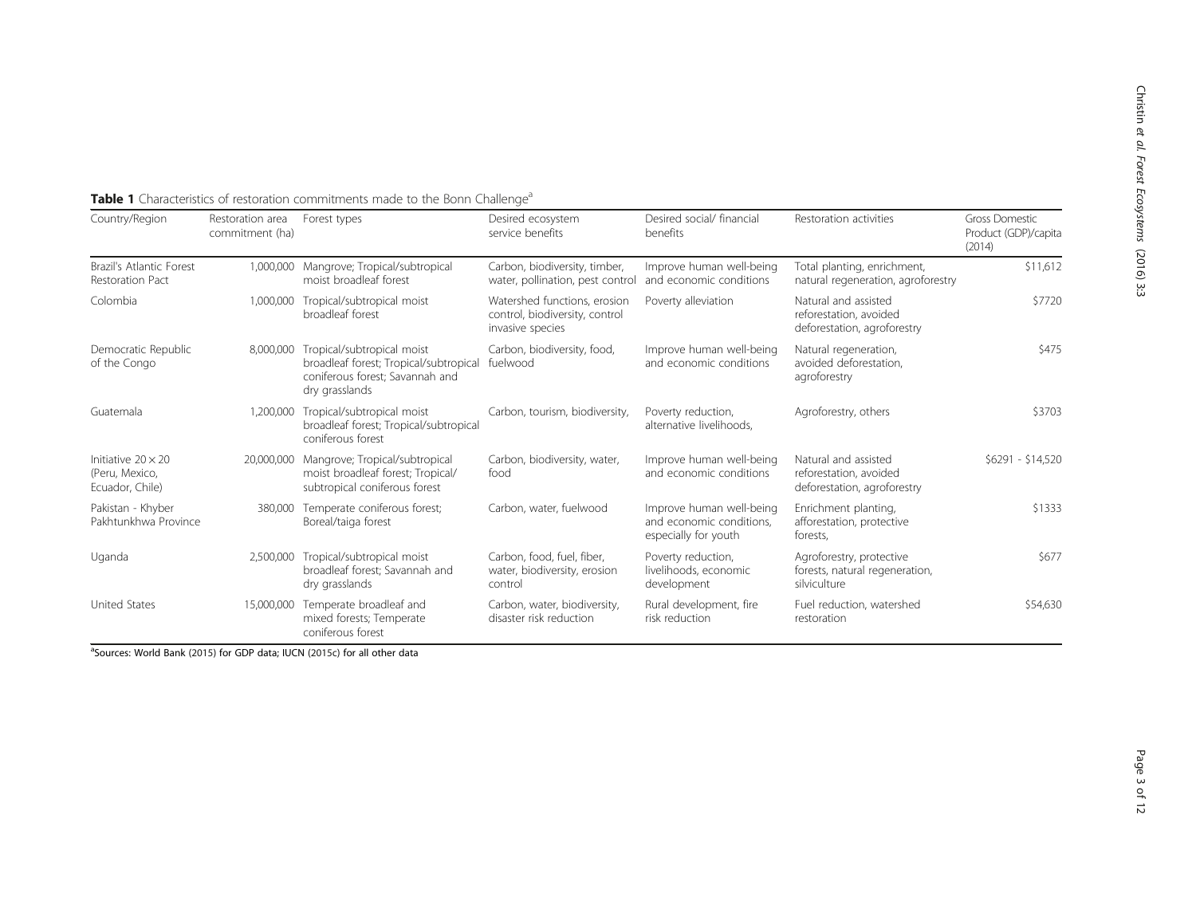**Table 1** Characteristics of restoration commitments made to the Bonn Challenge[a]

| Country/Region | Restoration area commitment (ha) | Forest types | Desired ecosystem service benefits | Desired social/ financial benefits | Restoration activities | Gross Domestic Product (GDP)/capita (2014) |
|---|---|---|---|---|---|---|
| Brazil's Atlantic Forest Restoration Pact | 1,000,000 | Mangrove; Tropical/subtropical moist broadleaf forest | Carbon, biodiversity, timber, water, pollination, pest control | Improve human well-being and economic conditions | Total planting, enrichment, natural regeneration, agroforestry | \$11,612 |
| Colombia | 1,000,000 | Tropical/subtropical moist broadleaf forest | Watershed functions, erosion control, biodiversity, control invasive species | Poverty alleviation | Natural and assisted reforestation, avoided deforestation, agroforestry | \$7720 |
| Democratic Republic of the Congo | 8,000,000 | Tropical/subtropical moist broadleaf forest; Tropical/subtropical coniferous forest; Savannah and dry grasslands | Carbon, biodiversity, food, fuelwood | Improve human well-being and economic conditions | Natural regeneration, avoided deforestation, agroforestry | \$475 |
| Guatemala | 1,200,000 | Tropical/subtropical moist broadleaf forest; Tropical/subtropical coniferous forest | Carbon, tourism, biodiversity, | Poverty reduction, alternative livelihoods, | Agroforestry, others | \$3703 |
| Initiative 20 × 20 (Peru, Mexico, Ecuador, Chile) | 20,000,000 | Mangrove; Tropical/subtropical moist broadleaf forest; Tropical/ subtropical coniferous forest | Carbon, biodiversity, water, food | Improve human well-being and economic conditions | Natural and assisted reforestation, avoided deforestation, agroforestry | \$6291 - \$14,520 |
| Pakistan - Khyber Pakhtunkhwa Province | 380,000 | Temperate coniferous forest; Boreal/taiga forest | Carbon, water, fuelwood | Improve human well-being and economic conditions, especially for youth | Enrichment planting, afforestation, protective forests, | \$1333 |
| Uganda | 2,500,000 | Tropical/subtropical moist broadleaf forest; Savannah and dry grasslands | Carbon, food, fuel, fiber, water, biodiversity, erosion control | Poverty reduction, livelihoods, economic development | Agroforestry, protective forests, natural regeneration, silviculture | \$677 |
| United States | 15,000,000 | Temperate broadleaf and mixed forests; Temperate coniferous forest | Carbon, water, biodiversity, disaster risk reduction | Rural development, fire risk reduction | Fuel reduction, watershed restoration | \$54,630 |

[a]Sources: World Bank (2015) for GDP data; IUCN (2015c) for all other data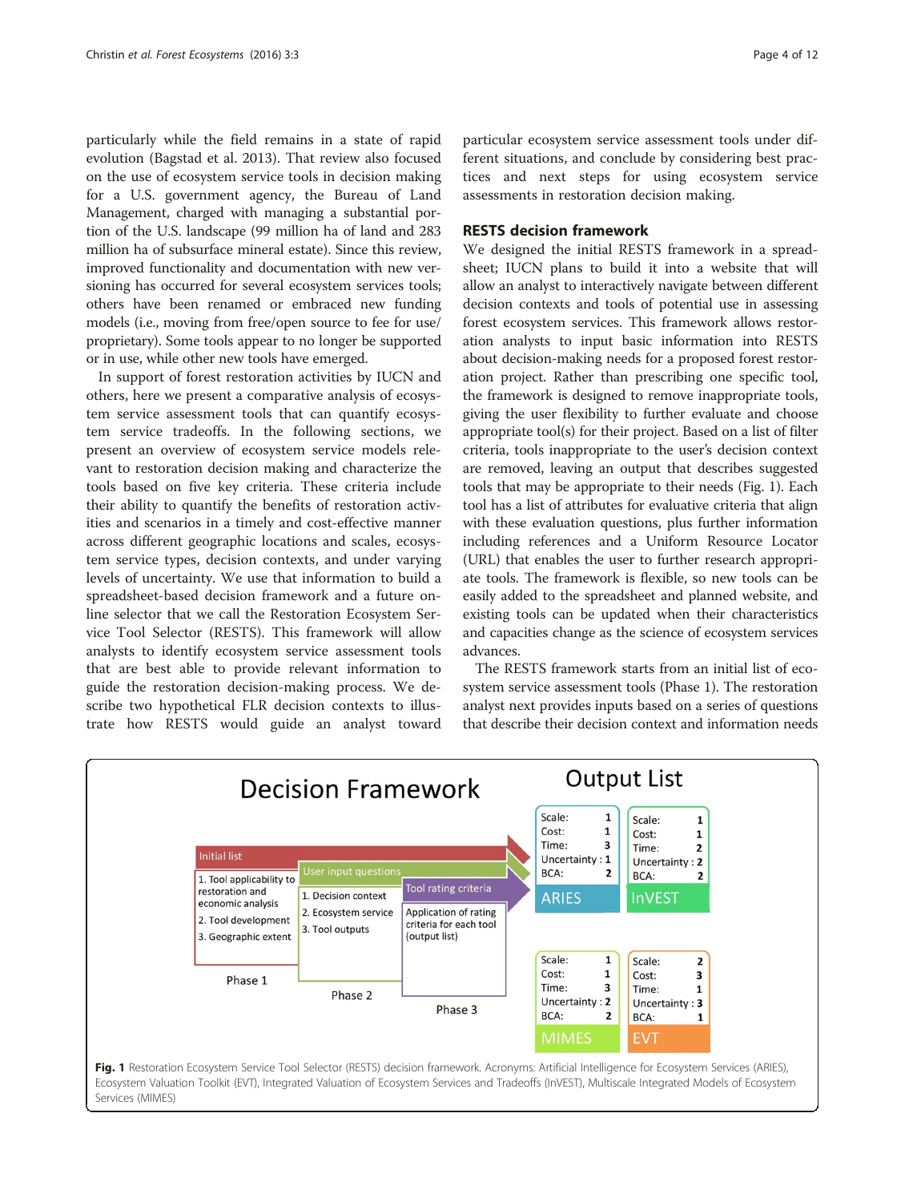particularly while the field remains in a state of rapid evolution (Bagstad et al. 2013). That review also focused on the use of ecosystem service tools in decision making for a U.S. government agency, the Bureau of Land Management, charged with managing a substantial portion of the U.S. landscape (99 million ha of land and 283 million ha of subsurface mineral estate). Since this review, improved functionality and documentation with new versioning has occurred for several ecosystem services tools; others have been renamed or embraced new funding models (i.e., moving from free/open source to fee for use/proprietary). Some tools appear to no longer be supported or in use, while other new tools have emerged.

In support of forest restoration activities by IUCN and others, here we present a comparative analysis of ecosystem service assessment tools that can quantify ecosystem service tradeoffs. In the following sections, we present an overview of ecosystem service models relevant to restoration decision making and characterize the tools based on five key criteria. These criteria include their ability to quantify the benefits of restoration activities and scenarios in a timely and cost-effective manner across different geographic locations and scales, ecosystem service types, decision contexts, and under varying levels of uncertainty. We use that information to build a spreadsheet-based decision framework and a future online selector that we call the Restoration Ecosystem Service Tool Selector (RESTS). This framework will allow analysts to identify ecosystem service assessment tools that are best able to provide relevant information to guide the restoration decision-making process. We describe two hypothetical FLR decision contexts to illustrate how RESTS would guide an analyst toward particular ecosystem service assessment tools under different situations, and conclude by considering best practices and next steps for using ecosystem service assessments in restoration decision making.

## RESTS decision framework

We designed the initial RESTS framework in a spreadsheet; IUCN plans to build it into a website that will allow an analyst to interactively navigate between different decision contexts and tools of potential use in assessing forest ecosystem services. This framework allows restoration analysts to input basic information into RESTS about decision-making needs for a proposed forest restoration project. Rather than prescribing one specific tool, the framework is designed to remove inappropriate tools, giving the user flexibility to further evaluate and choose appropriate tool(s) for their project. Based on a list of filter criteria, tools inappropriate to the user's decision context are removed, leaving an output that describes suggested tools that may be appropriate to their needs (Fig. 1). Each tool has a list of attributes for evaluative criteria that align with these evaluation questions, plus further information including references and a Uniform Resource Locator (URL) that enables the user to further research appropriate tools. The framework is flexible, so new tools can be easily added to the spreadsheet and planned website, and existing tools can be updated when their characteristics and capacities change as the science of ecosystem services advances.

The RESTS framework starts from an initial list of ecosystem service assessment tools (Phase 1). The restoration analyst next provides inputs based on a series of questions that describe their decision context and information needs

Decision Framework

Output List

Initial list
1. Tool applicability to restoration and economic analysis
2. Tool development
3. Geographic extent
Phase 1

User input questions
1. Decision context
2. Ecosystem service
3. Tool outputs
Phase 2

Tool rating criteria
Application of rating criteria for each tool (output list)
Phase 3

ARIES
Scale: 1
Cost: 1
Time: 3
Uncertainty : 1
BCA: 2

InVEST
Scale: 1
Cost: 1
Time: 2
Uncertainty : 2
BCA: 2

MIMES
Scale: 1
Cost: 1
Time: 3
Uncertainty : 2
BCA: 2

EVT
Scale: 2
Cost: 3
Time: 1
Uncertainty : 3
BCA: 1

**Fig. 1** Restoration Ecosystem Service Tool Selector (RESTS) decision framework. Acronyms: Artificial Intelligence for Ecosystem Services (ARIES), Ecosystem Valuation Toolkit (EVT), Integrated Valuation of Ecosystem Services and Tradeoffs (InVEST), Multiscale Integrated Models of Ecosystem Services (MIMES)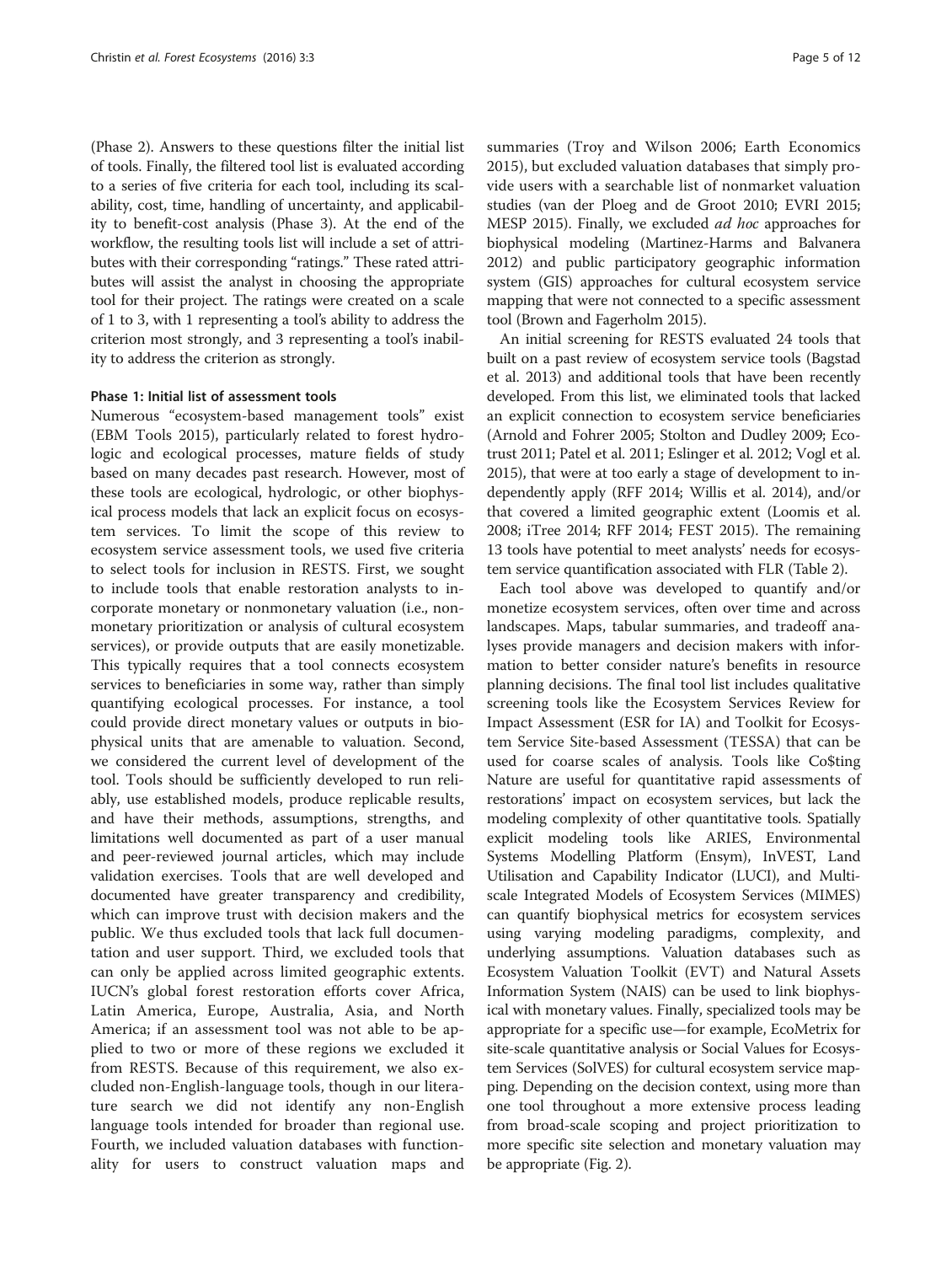(Phase 2). Answers to these questions filter the initial list of tools. Finally, the filtered tool list is evaluated according to a series of five criteria for each tool, including its scalability, cost, time, handling of uncertainty, and applicability to benefit-cost analysis (Phase 3). At the end of the workflow, the resulting tools list will include a set of attributes with their corresponding "ratings." These rated attributes will assist the analyst in choosing the appropriate tool for their project. The ratings were created on a scale of 1 to 3, with 1 representing a tool's ability to address the criterion most strongly, and 3 representing a tool's inability to address the criterion as strongly.

#### Phase 1: Initial list of assessment tools

Numerous "ecosystem-based management tools" exist (EBM Tools 2015), particularly related to forest hydrologic and ecological processes, mature fields of study based on many decades past research. However, most of these tools are ecological, hydrologic, or other biophysical process models that lack an explicit focus on ecosystem services. To limit the scope of this review to ecosystem service assessment tools, we used five criteria to select tools for inclusion in RESTS. First, we sought to include tools that enable restoration analysts to incorporate monetary or nonmonetary valuation (i.e., nonmonetary prioritization or analysis of cultural ecosystem services), or provide outputs that are easily monetizable. This typically requires that a tool connects ecosystem services to beneficiaries in some way, rather than simply quantifying ecological processes. For instance, a tool could provide direct monetary values or outputs in biophysical units that are amenable to valuation. Second, we considered the current level of development of the tool. Tools should be sufficiently developed to run reliably, use established models, produce replicable results, and have their methods, assumptions, strengths, and limitations well documented as part of a user manual and peer-reviewed journal articles, which may include validation exercises. Tools that are well developed and documented have greater transparency and credibility, which can improve trust with decision makers and the public. We thus excluded tools that lack full documentation and user support. Third, we excluded tools that can only be applied across limited geographic extents. IUCN's global forest restoration efforts cover Africa, Latin America, Europe, Australia, Asia, and North America; if an assessment tool was not able to be applied to two or more of these regions we excluded it from RESTS. Because of this requirement, we also excluded non-English-language tools, though in our literature search we did not identify any non-English language tools intended for broader than regional use. Fourth, we included valuation databases with functionality for users to construct valuation maps and summaries (Troy and Wilson 2006; Earth Economics 2015), but excluded valuation databases that simply provide users with a searchable list of nonmarket valuation studies (van der Ploeg and de Groot 2010; EVRI 2015; MESP 2015). Finally, we excluded *ad hoc* approaches for biophysical modeling (Martinez-Harms and Balvanera 2012) and public participatory geographic information system (GIS) approaches for cultural ecosystem service mapping that were not connected to a specific assessment tool (Brown and Fagerholm 2015).

An initial screening for RESTS evaluated 24 tools that built on a past review of ecosystem service tools (Bagstad et al. 2013) and additional tools that have been recently developed. From this list, we eliminated tools that lacked an explicit connection to ecosystem service beneficiaries (Arnold and Fohrer 2005; Stolton and Dudley 2009; Ecotrust 2011; Patel et al. 2011; Eslinger et al. 2012; Vogl et al. 2015), that were at too early a stage of development to independently apply (RFF 2014; Willis et al. 2014), and/or that covered a limited geographic extent (Loomis et al. 2008; iTree 2014; RFF 2014; FEST 2015). The remaining 13 tools have potential to meet analysts' needs for ecosystem service quantification associated with FLR (Table 2).

Each tool above was developed to quantify and/or monetize ecosystem services, often over time and across landscapes. Maps, tabular summaries, and tradeoff analyses provide managers and decision makers with information to better consider nature's benefits in resource planning decisions. The final tool list includes qualitative screening tools like the Ecosystem Services Review for Impact Assessment (ESR for IA) and Toolkit for Ecosystem Service Site-based Assessment (TESSA) that can be used for coarse scales of analysis. Tools like Co$ting Nature are useful for quantitative rapid assessments of restorations' impact on ecosystem services, but lack the modeling complexity of other quantitative tools. Spatially explicit modeling tools like ARIES, Environmental Systems Modelling Platform (Ensym), InVEST, Land Utilisation and Capability Indicator (LUCI), and Multi-scale Integrated Models of Ecosystem Services (MIMES) can quantify biophysical metrics for ecosystem services using varying modeling paradigms, complexity, and underlying assumptions. Valuation databases such as Ecosystem Valuation Toolkit (EVT) and Natural Assets Information System (NAIS) can be used to link biophysical with monetary values. Finally, specialized tools may be appropriate for a specific use—for example, EcoMetrix for site-scale quantitative analysis or Social Values for Ecosystem Services (SolVES) for cultural ecosystem service mapping. Depending on the decision context, using more than one tool throughout a more extensive process leading from broad-scale scoping and project prioritization to more specific site selection and monetary valuation may be appropriate (Fig. 2).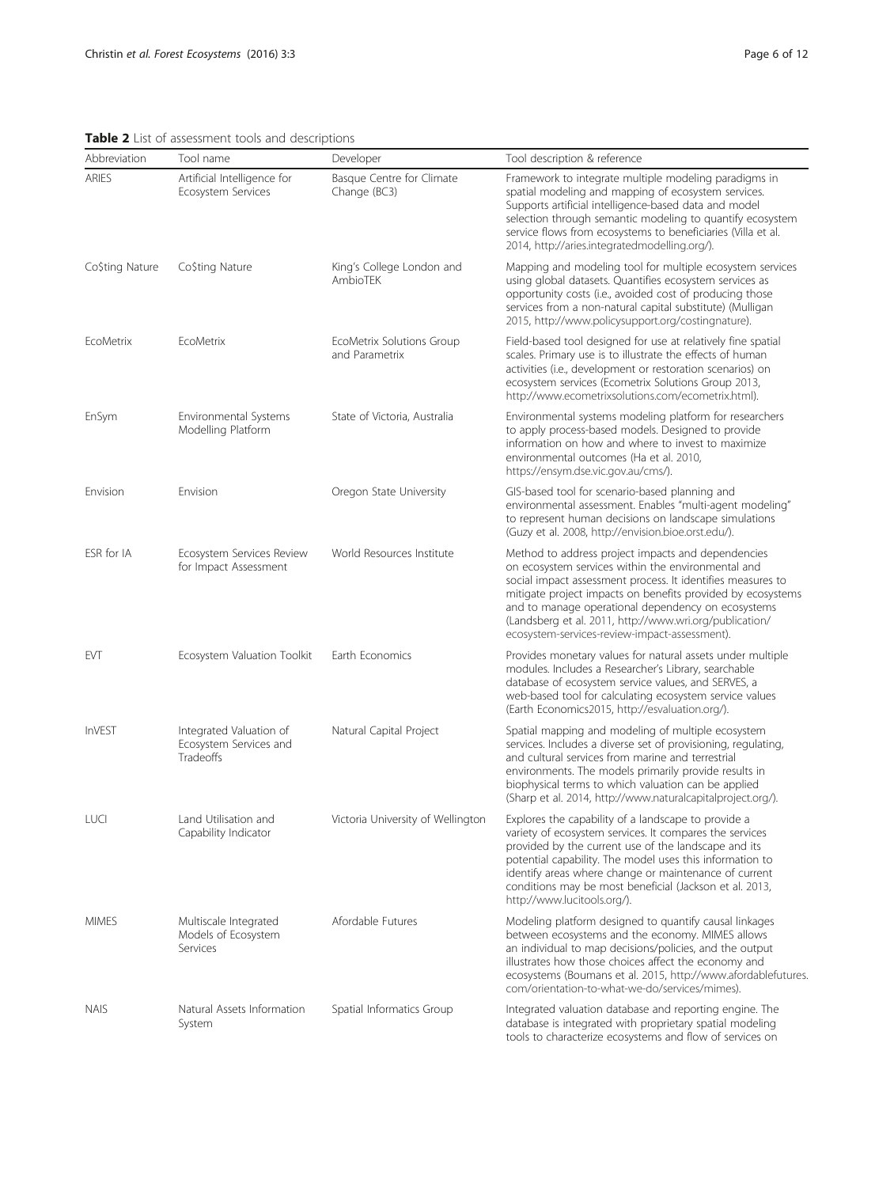**Table 2** List of assessment tools and descriptions

| Abbreviation | Tool name | Developer | Tool description & reference |
| --- | --- | --- | --- |
| ARIES | Artificial Intelligence for Ecosystem Services | Basque Centre for Climate Change (BC3) | Framework to integrate multiple modeling paradigms in spatial modeling and mapping of ecosystem services. Supports artificial intelligence-based data and model selection through semantic modeling to quantify ecosystem service flows from ecosystems to beneficiaries (Villa et al. 2014, http://aries.integratedmodelling.org/). |
| Co$ting Nature | Co$ting Nature | King's College London and AmbioTEK | Mapping and modeling tool for multiple ecosystem services using global datasets. Quantifies ecosystem services as opportunity costs (i.e., avoided cost of producing those services from a non-natural capital substitute) (Mulligan 2015, http://www.policysupport.org/costingnature). |
| EcoMetrix | EcoMetrix | EcoMetrix Solutions Group and Parametrix | Field-based tool designed for use at relatively fine spatial scales. Primary use is to illustrate the effects of human activities (i.e., development or restoration scenarios) on ecosystem services (Ecometrix Solutions Group 2013, http://www.ecometrixsolutions.com/ecometrix.html). |
| EnSym | Environmental Systems Modelling Platform | State of Victoria, Australia | Environmental systems modeling platform for researchers to apply process-based models. Designed to provide information on how and where to invest to maximize environmental outcomes (Ha et al. 2010, https://ensym.dse.vic.gov.au/cms/). |
| Envision | Envision | Oregon State University | GIS-based tool for scenario-based planning and environmental assessment. Enables "multi-agent modeling" to represent human decisions on landscape simulations (Guzy et al. 2008, http://envision.bioe.orst.edu/). |
| ESR for IA | Ecosystem Services Review for Impact Assessment | World Resources Institute | Method to address project impacts and dependencies on ecosystem services within the environmental and social impact assessment process. It identifies measures to mitigate project impacts on benefits provided by ecosystems and to manage operational dependency on ecosystems (Landsberg et al. 2011, http://www.wri.org/publication/ecosystem-services-review-impact-assessment). |
| EVT | Ecosystem Valuation Toolkit | Earth Economics | Provides monetary values for natural assets under multiple modules. Includes a Researcher's Library, searchable database of ecosystem service values, and SERVES, a web-based tool for calculating ecosystem service values (Earth Economics2015, http://esvaluation.org/). |
| InVEST | Integrated Valuation of Ecosystem Services and Tradeoffs | Natural Capital Project | Spatial mapping and modeling of multiple ecosystem services. Includes a diverse set of provisioning, regulating, and cultural services from marine and terrestrial environments. The models primarily provide results in biophysical terms to which valuation can be applied (Sharp et al. 2014, http://www.naturalcapitalproject.org/). |
| LUCI | Land Utilisation and Capability Indicator | Victoria University of Wellington | Explores the capability of a landscape to provide a variety of ecosystem services. It compares the services provided by the current use of the landscape and its potential capability. The model uses this information to identify areas where change or maintenance of current conditions may be most beneficial (Jackson et al. 2013, http://www.lucitools.org/). |
| MIMES | Multiscale Integrated Models of Ecosystem Services | Afordable Futures | Modeling platform designed to quantify causal linkages between ecosystems and the economy. MIMES allows an individual to map decisions/policies, and the output illustrates how those choices affect the economy and ecosystems (Boumans et al. 2015, http://www.afordablefutures.com/orientation-to-what-we-do/services/mimes). |
| NAIS | Natural Assets Information System | Spatial Informatics Group | Integrated valuation database and reporting engine. The database is integrated with proprietary spatial modeling tools to characterize ecosystems and flow of services on |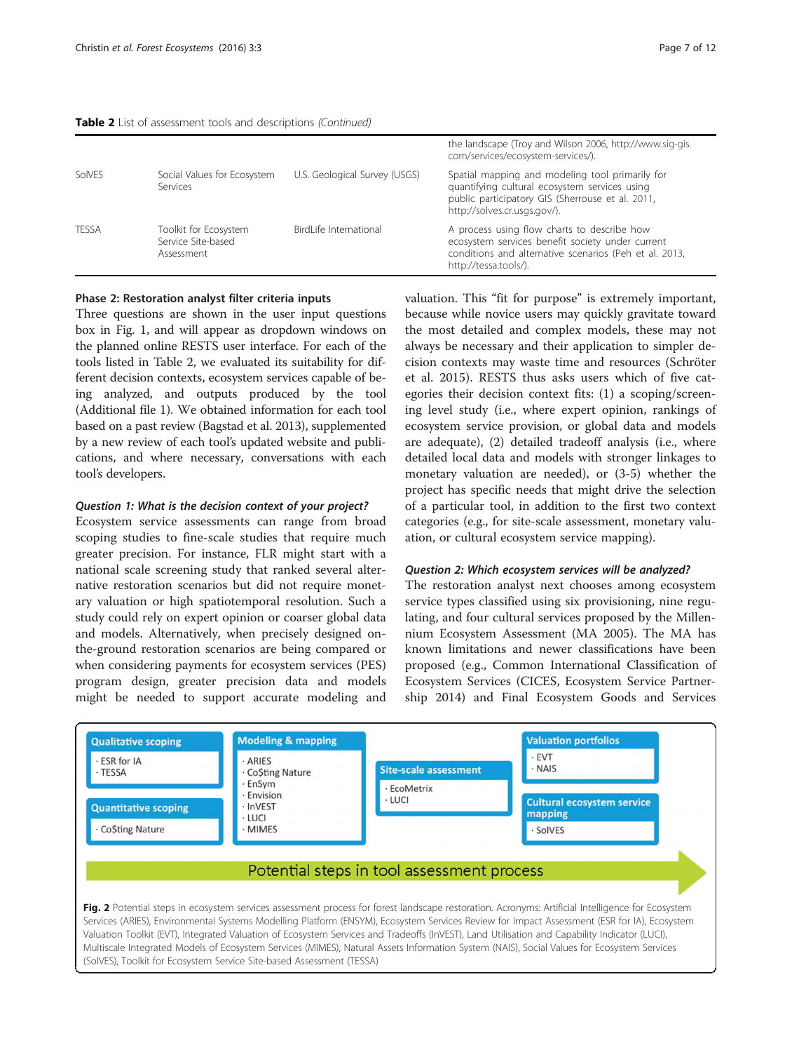**Table 2** List of assessment tools and descriptions *(Continued)*

| | | | |
|---|---|---|---|
| | | | the landscape (Troy and Wilson 2006, http://www.sig-gis.com/services/ecosystem-services/). |
| SolVES | Social Values for Ecosystem Services | U.S. Geological Survey (USGS) | Spatial mapping and modeling tool primarily for quantifying cultural ecosystem services using public participatory GIS (Sherrouse et al. 2011, http://solves.cr.usgs.gov/). |
| TESSA | Toolkit for Ecosystem Service Site-based Assessment | BirdLife International | A process using flow charts to describe how ecosystem services benefit society under current conditions and alternative scenarios (Peh et al. 2013, http://tessa.tools/). |

### Phase 2: Restoration analyst filter criteria inputs

Three questions are shown in the user input questions box in Fig. 1, and will appear as dropdown windows on the planned online RESTS user interface. For each of the tools listed in Table 2, we evaluated its suitability for different decision contexts, ecosystem services capable of being analyzed, and outputs produced by the tool (Additional file 1). We obtained information for each tool based on a past review (Bagstad et al. 2013), supplemented by a new review of each tool's updated website and publications, and where necessary, conversations with each tool's developers.

#### *Question 1: What is the decision context of your project?*

Ecosystem service assessments can range from broad scoping studies to fine-scale studies that require much greater precision. For instance, FLR might start with a national scale screening study that ranked several alternative restoration scenarios but did not require monetary valuation or high spatiotemporal resolution. Such a study could rely on expert opinion or coarser global data and models. Alternatively, when precisely designed on-the-ground restoration scenarios are being compared or when considering payments for ecosystem services (PES) program design, greater precision data and models might be needed to support accurate modeling and valuation. This "fit for purpose" is extremely important, because while novice users may quickly gravitate toward the most detailed and complex models, these may not always be necessary and their application to simpler decision contexts may waste time and resources (Schröter et al. 2015). RESTS thus asks users which of five categories their decision context fits: (1) a scoping/screening level study (i.e., where expert opinion, rankings of ecosystem service provision, or global data and models are adequate), (2) detailed tradeoff analysis (i.e., where detailed local data and models with stronger linkages to monetary valuation are needed), or (3-5) whether the project has specific needs that might drive the selection of a particular tool, in addition to the first two context categories (e.g., for site-scale assessment, monetary valuation, or cultural ecosystem service mapping).

#### *Question 2: Which ecosystem services will be analyzed?*

The restoration analyst next chooses among ecosystem service types classified using six provisioning, nine regulating, and four cultural services proposed by the Millennium Ecosystem Assessment (MA 2005). The MA has known limitations and newer classifications have been proposed (e.g., Common International Classification of Ecosystem Services (CICES, Ecosystem Service Partnership 2014) and Final Ecosystem Goods and Services

**Qualitative scoping**
- ESR for IA
- TESSA

**Quantitative scoping**
- Co$ting Nature

**Modeling & mapping**
- ARIES
- Co$ting Nature
- EnSym
- Envision
- InVEST
- LUCI
- MIMES

**Site-scale assessment**
- EcoMetrix
- LUCI

**Valuation portfolios**
- EVT
- NAIS

**Cultural ecosystem service mapping**
- SolVES

Potential steps in tool assessment process

**Fig. 2** Potential steps in ecosystem services assessment process for forest landscape restoration. Acronyms: Artificial Intelligence for Ecosystem Services (ARIES), Environmental Systems Modelling Platform (ENSYM), Ecosystem Services Review for Impact Assessment (ESR for IA), Ecosystem Valuation Toolkit (EVT), Integrated Valuation of Ecosystem Services and Tradeoffs (InVEST), Land Utilisation and Capability Indicator (LUCI), Multiscale Integrated Models of Ecosystem Services (MIMES), Natural Assets Information System (NAIS), Social Values for Ecosystem Services (SolVES), Toolkit for Ecosystem Service Site-based Assessment (TESSA)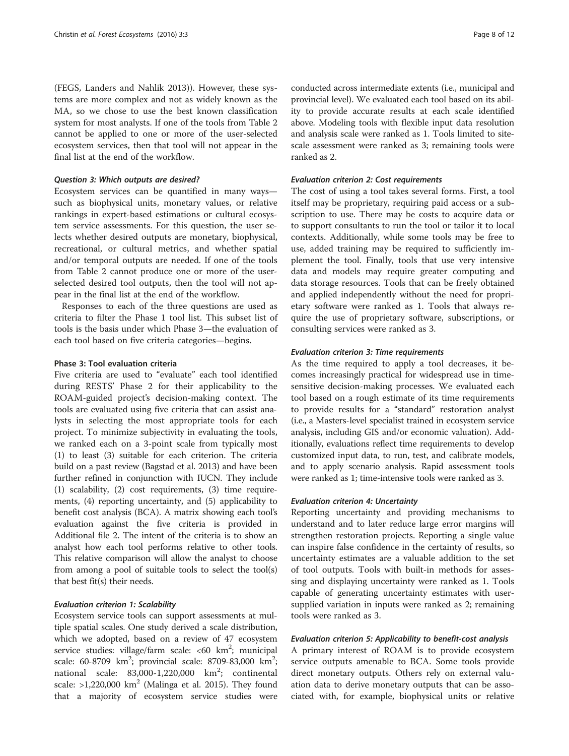(FEGS, Landers and Nahlik 2013)). However, these systems are more complex and not as widely known as the MA, so we chose to use the best known classification system for most analysts. If one of the tools from Table 2 cannot be applied to one or more of the user-selected ecosystem services, then that tool will not appear in the final list at the end of the workflow.

#### Question 3: Which outputs are desired?

Ecosystem services can be quantified in many ways—such as biophysical units, monetary values, or relative rankings in expert-based estimations or cultural ecosystem service assessments. For this question, the user selects whether desired outputs are monetary, biophysical, recreational, or cultural metrics, and whether spatial and/or temporal outputs are needed. If one of the tools from Table 2 cannot produce one or more of the user-selected desired tool outputs, then the tool will not appear in the final list at the end of the workflow.

Responses to each of the three questions are used as criteria to filter the Phase 1 tool list. This subset list of tools is the basis under which Phase 3—the evaluation of each tool based on five criteria categories—begins.

### Phase 3: Tool evaluation criteria

Five criteria are used to "evaluate" each tool identified during RESTS' Phase 2 for their applicability to the ROAM-guided project's decision-making context. The tools are evaluated using five criteria that can assist analysts in selecting the most appropriate tools for each project. To minimize subjectivity in evaluating the tools, we ranked each on a 3-point scale from typically most (1) to least (3) suitable for each criterion. The criteria build on a past review (Bagstad et al. 2013) and have been further refined in conjunction with IUCN. They include (1) scalability, (2) cost requirements, (3) time requirements, (4) reporting uncertainty, and (5) applicability to benefit cost analysis (BCA). A matrix showing each tool's evaluation against the five criteria is provided in Additional file 2. The intent of the criteria is to show an analyst how each tool performs relative to other tools. This relative comparison will allow the analyst to choose from among a pool of suitable tools to select the tool(s) that best fit(s) their needs.

#### Evaluation criterion 1: Scalability

Ecosystem service tools can support assessments at multiple spatial scales. One study derived a scale distribution, which we adopted, based on a review of 47 ecosystem service studies: village/farm scale: <60 km$^2$; municipal scale: 60-8709 km$^2$; provincial scale: 8709-83,000 km$^2$; national scale: 83,000-1,220,000 km$^2$; continental scale: >1,220,000 km$^2$ (Malinga et al. 2015). They found that a majority of ecosystem service studies were conducted across intermediate extents (i.e., municipal and provincial level). We evaluated each tool based on its ability to provide accurate results at each scale identified above. Modeling tools with flexible input data resolution and analysis scale were ranked as 1. Tools limited to site-scale assessment were ranked as 3; remaining tools were ranked as 2.

#### Evaluation criterion 2: Cost requirements

The cost of using a tool takes several forms. First, a tool itself may be proprietary, requiring paid access or a subscription to use. There may be costs to acquire data or to support consultants to run the tool or tailor it to local contexts. Additionally, while some tools may be free to use, added training may be required to sufficiently implement the tool. Finally, tools that use very intensive data and models may require greater computing and data storage resources. Tools that can be freely obtained and applied independently without the need for proprietary software were ranked as 1. Tools that always require the use of proprietary software, subscriptions, or consulting services were ranked as 3.

#### Evaluation criterion 3: Time requirements

As the time required to apply a tool decreases, it becomes increasingly practical for widespread use in time-sensitive decision-making processes. We evaluated each tool based on a rough estimate of its time requirements to provide results for a "standard" restoration analyst (i.e., a Masters-level specialist trained in ecosystem service analysis, including GIS and/or economic valuation). Additionally, evaluations reflect time requirements to develop customized input data, to run, test, and calibrate models, and to apply scenario analysis. Rapid assessment tools were ranked as 1; time-intensive tools were ranked as 3.

#### Evaluation criterion 4: Uncertainty

Reporting uncertainty and providing mechanisms to understand and to later reduce large error margins will strengthen restoration projects. Reporting a single value can inspire false confidence in the certainty of results, so uncertainty estimates are a valuable addition to the set of tool outputs. Tools with built-in methods for assessing and displaying uncertainty were ranked as 1. Tools capable of generating uncertainty estimates with user-supplied variation in inputs were ranked as 2; remaining tools were ranked as 3.

#### Evaluation criterion 5: Applicability to benefit-cost analysis

A primary interest of ROAM is to provide ecosystem service outputs amenable to BCA. Some tools provide direct monetary outputs. Others rely on external valuation data to derive monetary outputs that can be associated with, for example, biophysical units or relative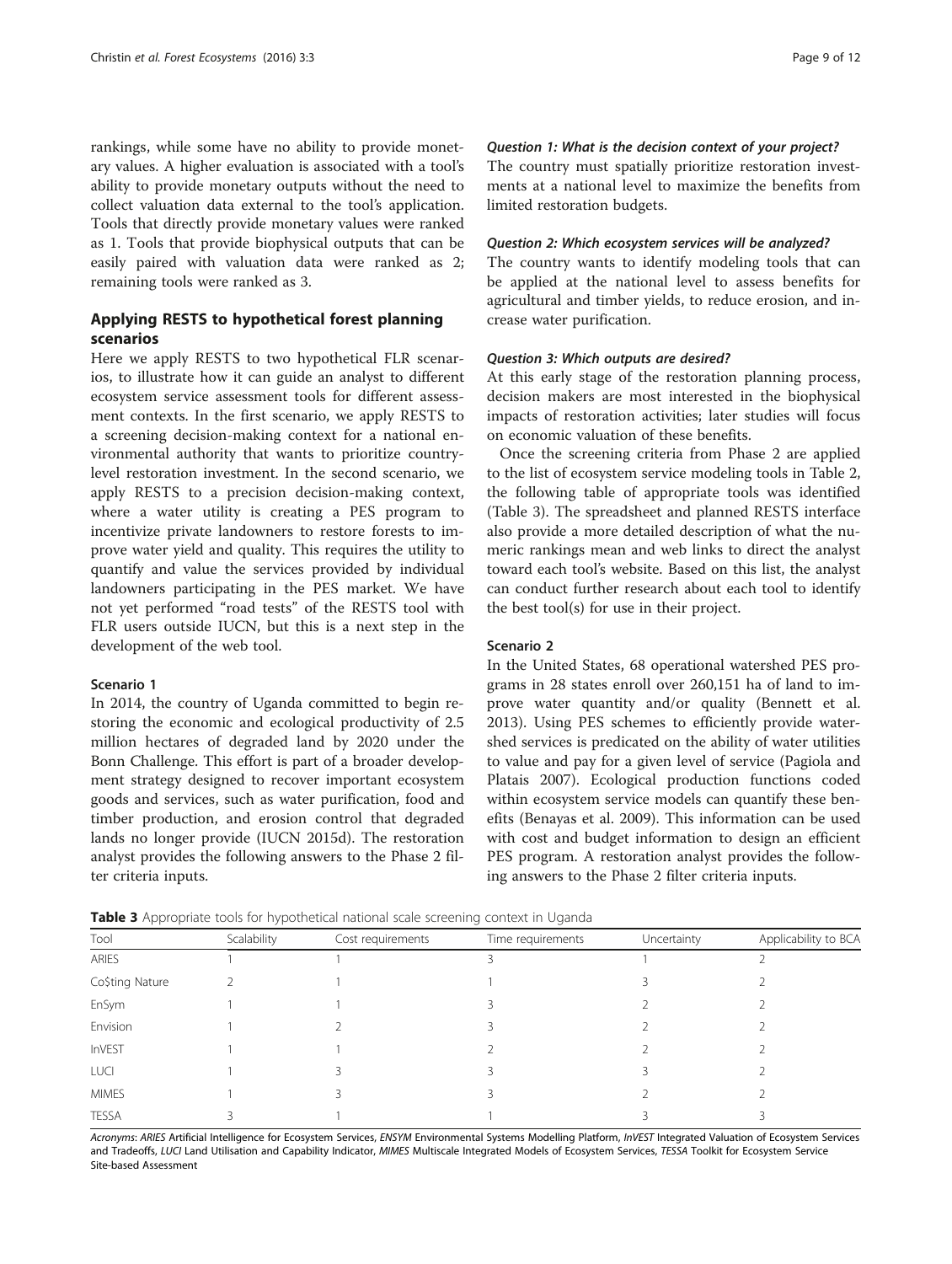rankings, while some have no ability to provide monetary values. A higher evaluation is associated with a tool's ability to provide monetary outputs without the need to collect valuation data external to the tool's application. Tools that directly provide monetary values were ranked as 1. Tools that provide biophysical outputs that can be easily paired with valuation data were ranked as 2; remaining tools were ranked as 3.

## Applying RESTS to hypothetical forest planning scenarios

Here we apply RESTS to two hypothetical FLR scenarios, to illustrate how it can guide an analyst to different ecosystem service assessment tools for different assessment contexts. In the first scenario, we apply RESTS to a screening decision-making context for a national environmental authority that wants to prioritize country-level restoration investment. In the second scenario, we apply RESTS to a precision decision-making context, where a water utility is creating a PES program to incentivize private landowners to restore forests to improve water yield and quality. This requires the utility to quantify and value the services provided by individual landowners participating in the PES market. We have not yet performed "road tests" of the RESTS tool with FLR users outside IUCN, but this is a next step in the development of the web tool.

### Scenario 1

In 2014, the country of Uganda committed to begin restoring the economic and ecological productivity of 2.5 million hectares of degraded land by 2020 under the Bonn Challenge. This effort is part of a broader development strategy designed to recover important ecosystem goods and services, such as water purification, food and timber production, and erosion control that degraded lands no longer provide (IUCN 2015d). The restoration analyst provides the following answers to the Phase 2 filter criteria inputs.

#### *Question 1: What is the decision context of your project?*

The country must spatially prioritize restoration investments at a national level to maximize the benefits from limited restoration budgets.

#### *Question 2: Which ecosystem services will be analyzed?*

The country wants to identify modeling tools that can be applied at the national level to assess benefits for agricultural and timber yields, to reduce erosion, and increase water purification.

#### *Question 3: Which outputs are desired?*

At this early stage of the restoration planning process, decision makers are most interested in the biophysical impacts of restoration activities; later studies will focus on economic valuation of these benefits.

Once the screening criteria from Phase 2 are applied to the list of ecosystem service modeling tools in Table 2, the following table of appropriate tools was identified (Table 3). The spreadsheet and planned RESTS interface also provide a more detailed description of what the numeric rankings mean and web links to direct the analyst toward each tool's website. Based on this list, the analyst can conduct further research about each tool to identify the best tool(s) for use in their project.

### Scenario 2

In the United States, 68 operational watershed PES programs in 28 states enroll over 260,151 ha of land to improve water quantity and/or quality (Bennett et al. 2013). Using PES schemes to efficiently provide watershed services is predicated on the ability of water utilities to value and pay for a given level of service (Pagiola and Platais 2007). Ecological production functions coded within ecosystem service models can quantify these benefits (Benayas et al. 2009). This information can be used with cost and budget information to design an efficient PES program. A restoration analyst provides the following answers to the Phase 2 filter criteria inputs.

**Table 3** Appropriate tools for hypothetical national scale screening context in Uganda

| Tool | Scalability | Cost requirements | Time requirements | Uncertainty | Applicability to BCA |
|---|---|---|---|---|---|
| ARIES | 1 | 1 | 3 | 1 | 2 |
| Co$ting Nature | 2 | 1 | 1 | 3 | 2 |
| EnSym | 1 | 1 | 3 | 2 | 2 |
| Envision | 1 | 2 | 3 | 2 | 2 |
| InVEST | 1 | 1 | 2 | 2 | 2 |
| LUCI | 1 | 3 | 3 | 3 | 2 |
| MIMES | 1 | 3 | 3 | 2 | 2 |
| TESSA | 3 | 1 | 1 | 3 | 3 |

*Acronyms*: *ARIES* Artificial Intelligence for Ecosystem Services, *ENSYM* Environmental Systems Modelling Platform, *InVEST* Integrated Valuation of Ecosystem Services and Tradeoffs, *LUCI* Land Utilisation and Capability Indicator, *MIMES* Multiscale Integrated Models of Ecosystem Services, *TESSA* Toolkit for Ecosystem Service Site-based Assessment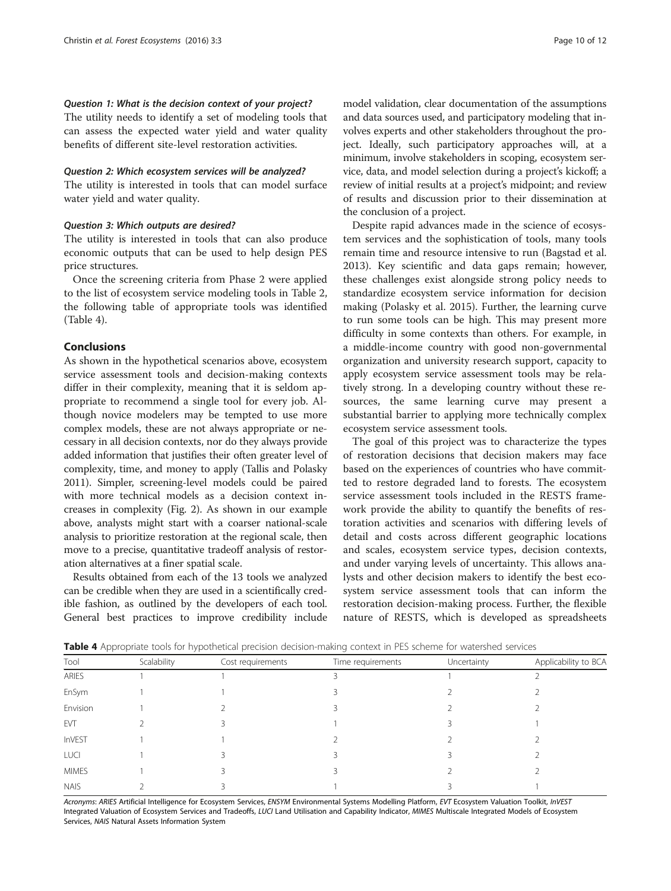*Question 1: What is the decision context of your project?*

The utility needs to identify a set of modeling tools that can assess the expected water yield and water quality benefits of different site-level restoration activities.

*Question 2: Which ecosystem services will be analyzed?*

The utility is interested in tools that can model surface water yield and water quality.

*Question 3: Which outputs are desired?*

The utility is interested in tools that can also produce economic outputs that can be used to help design PES price structures.

Once the screening criteria from Phase 2 were applied to the list of ecosystem service modeling tools in Table 2, the following table of appropriate tools was identified (Table 4).

## Conclusions

As shown in the hypothetical scenarios above, ecosystem service assessment tools and decision-making contexts differ in their complexity, meaning that it is seldom appropriate to recommend a single tool for every job. Although novice modelers may be tempted to use more complex models, these are not always appropriate or necessary in all decision contexts, nor do they always provide added information that justifies their often greater level of complexity, time, and money to apply (Tallis and Polasky 2011). Simpler, screening-level models could be paired with more technical models as a decision context increases in complexity (Fig. 2). As shown in our example above, analysts might start with a coarser national-scale analysis to prioritize restoration at the regional scale, then move to a precise, quantitative tradeoff analysis of restoration alternatives at a finer spatial scale.

Results obtained from each of the 13 tools we analyzed can be credible when they are used in a scientifically credible fashion, as outlined by the developers of each tool. General best practices to improve credibility include model validation, clear documentation of the assumptions and data sources used, and participatory modeling that involves experts and other stakeholders throughout the project. Ideally, such participatory approaches will, at a minimum, involve stakeholders in scoping, ecosystem service, data, and model selection during a project's kickoff; a review of initial results at a project's midpoint; and review of results and discussion prior to their dissemination at the conclusion of a project.

Despite rapid advances made in the science of ecosystem services and the sophistication of tools, many tools remain time and resource intensive to run (Bagstad et al. 2013). Key scientific and data gaps remain; however, these challenges exist alongside strong policy needs to standardize ecosystem service information for decision making (Polasky et al. 2015). Further, the learning curve to run some tools can be high. This may present more difficulty in some contexts than others. For example, in a middle-income country with good non-governmental organization and university research support, capacity to apply ecosystem service assessment tools may be relatively strong. In a developing country without these resources, the same learning curve may present a substantial barrier to applying more technically complex ecosystem service assessment tools.

The goal of this project was to characterize the types of restoration decisions that decision makers may face based on the experiences of countries who have committed to restore degraded land to forests. The ecosystem service assessment tools included in the RESTS framework provide the ability to quantify the benefits of restoration activities and scenarios with differing levels of detail and costs across different geographic locations and scales, ecosystem service types, decision contexts, and under varying levels of uncertainty. This allows analysts and other decision makers to identify the best ecosystem service assessment tools that can inform the restoration decision-making process. Further, the flexible nature of RESTS, which is developed as spreadsheets

**Table 4** Appropriate tools for hypothetical precision decision-making context in PES scheme for watershed services

| Tool | Scalability | Cost requirements | Time requirements | Uncertainty | Applicability to BCA |
|---|---|---|---|---|---|
| ARIES | 1 | 1 | 3 | 1 | 2 |
| EnSym | 1 | 1 | 3 | 2 | 2 |
| Envision | 1 | 2 | 3 | 2 | 2 |
| EVT | 2 | 3 | 1 | 3 | 1 |
| InVEST | 1 | 1 | 2 | 2 | 2 |
| LUCI | 1 | 3 | 3 | 3 | 2 |
| MIMES | 1 | 3 | 3 | 2 | 2 |
| NAIS | 2 | 3 | 1 | 3 | 1 |

*Acronyms*: *ARIES* Artificial Intelligence for Ecosystem Services, *ENSYM* Environmental Systems Modelling Platform, *EVT* Ecosystem Valuation Toolkit, *InVEST* Integrated Valuation of Ecosystem Services and Tradeoffs, *LUCI* Land Utilisation and Capability Indicator, *MIMES* Multiscale Integrated Models of Ecosystem Services, *NAIS* Natural Assets Information System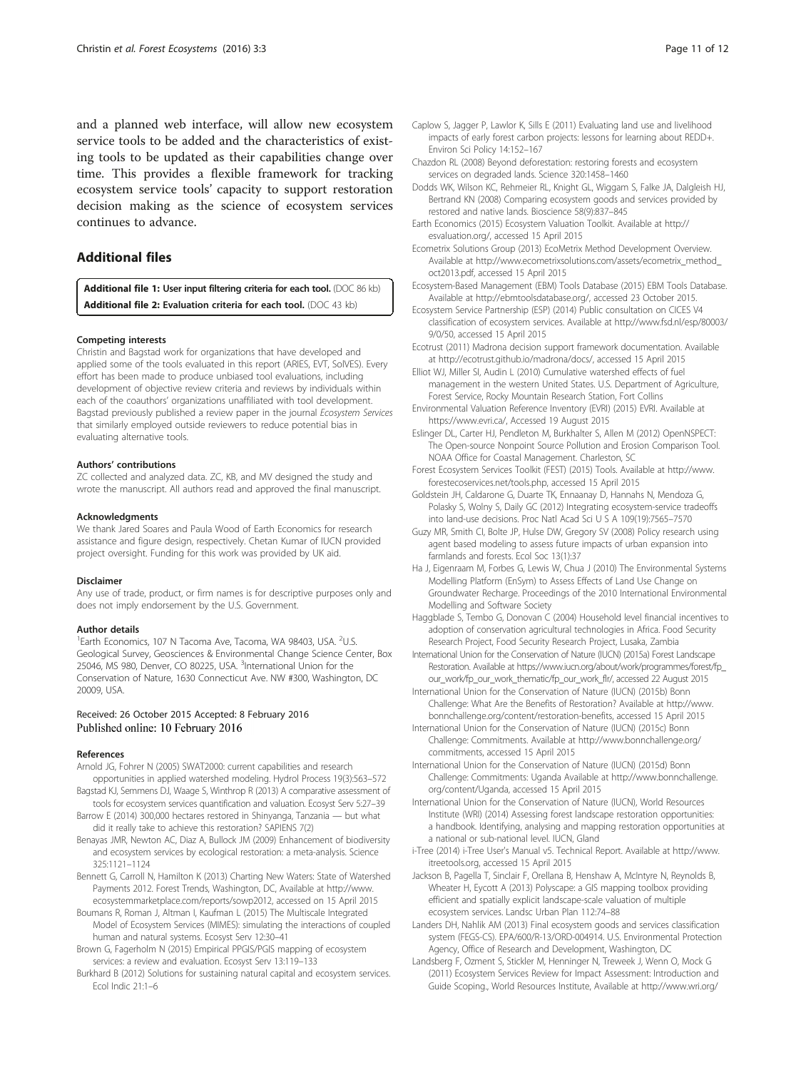and a planned web interface, will allow new ecosystem service tools to be added and the characteristics of existing tools to be updated as their capabilities change over time. This provides a flexible framework for tracking ecosystem service tools' capacity to support restoration decision making as the science of ecosystem services continues to advance.

## Additional files

**Additional file 1: User input filtering criteria for each tool.** (DOC 86 kb)
**Additional file 2: Evaluation criteria for each tool.** (DOC 43 kb)

#### Competing interests

Christin and Bagstad work for organizations that have developed and applied some of the tools evaluated in this report (ARIES, EVT, SolVES). Every effort has been made to produce unbiased tool evaluations, including development of objective review criteria and reviews by individuals within each of the coauthors' organizations unaffiliated with tool development. Bagstad previously published a review paper in the journal *Ecosystem Services* that similarly employed outside reviewers to reduce potential bias in evaluating alternative tools.

#### Authors' contributions

ZC collected and analyzed data. ZC, KB, and MV designed the study and wrote the manuscript. All authors read and approved the final manuscript.

#### Acknowledgments

We thank Jared Soares and Paula Wood of Earth Economics for research assistance and figure design, respectively. Chetan Kumar of IUCN provided project oversight. Funding for this work was provided by UK aid.

#### Disclaimer

Any use of trade, product, or firm names is for descriptive purposes only and does not imply endorsement by the U.S. Government.

#### Author details

[1]Earth Economics, 107 N Tacoma Ave, Tacoma, WA 98403, USA. [2]U.S. Geological Survey, Geosciences & Environmental Change Science Center, Box 25046, MS 980, Denver, CO 80225, USA. [3]International Union for the Conservation of Nature, 1630 Connecticut Ave. NW #300, Washington, DC 20009, USA.

Received: 26 October 2015 Accepted: 8 February 2016
Published online: 10 February 2016

#### References

Arnold JG, Fohrer N (2005) SWAT2000: current capabilities and research opportunities in applied watershed modeling. Hydrol Process 19(3):563–572

Bagstad KJ, Semmens DJ, Waage S, Winthrop R (2013) A comparative assessment of tools for ecosystem services quantification and valuation. Ecosyst Serv 5:27–39

Barrow E (2014) 300,000 hectares restored in Shinyanga, Tanzania — but what did it really take to achieve this restoration? SAPIENS 7(2)

Benayas JMR, Newton AC, Diaz A, Bullock JM (2009) Enhancement of biodiversity and ecosystem services by ecological restoration: a meta-analysis. Science 325:1121–1124

Bennett G, Carroll N, Hamilton K (2013) Charting New Waters: State of Watershed Payments 2012. Forest Trends, Washington, DC, Available at http://www.ecosystemmarketplace.com/reports/sowp2012, accessed on 15 April 2015

Boumans R, Roman J, Altman I, Kaufman L (2015) The Multiscale Integrated Model of Ecosystem Services (MIMES): simulating the interactions of coupled human and natural systems. Ecosyst Serv 12:30–41

Brown G, Fagerholm N (2015) Empirical PPGIS/PGIS mapping of ecosystem services: a review and evaluation. Ecosyst Serv 13:119–133

Burkhard B (2012) Solutions for sustaining natural capital and ecosystem services. Ecol Indic 21:1–6

Caplow S, Jagger P, Lawlor K, Sills E (2011) Evaluating land use and livelihood impacts of early forest carbon projects: lessons for learning about REDD+. Environ Sci Policy 14:152–167

Chazdon RL (2008) Beyond deforestation: restoring forests and ecosystem services on degraded lands. Science 320:1458–1460

Dodds WK, Wilson KC, Rehmeier RL, Knight GL, Wiggam S, Falke JA, Dalgleish HJ, Bertrand KN (2008) Comparing ecosystem goods and services provided by restored and native lands. Bioscience 58(9):837–845

Earth Economics (2015) Ecosystem Valuation Toolkit. Available at http://esvaluation.org/, accessed 15 April 2015

Ecometrix Solutions Group (2013) EcoMetrix Method Development Overview. Available at http://www.ecometrixsolutions.com/assets/ecometrix_method_oct2013.pdf, accessed 15 April 2015

Ecosystem-Based Management (EBM) Tools Database (2015) EBM Tools Database. Available at http://ebmtoolsdatabase.org/, accessed 23 October 2015.

Ecosystem Service Partnership (ESP) (2014) Public consultation on CICES V4 classification of ecosystem services. Available at http://www.fsd.nl/esp/80003/9/0/50, accessed 15 April 2015

Ecotrust (2011) Madrona decision support framework documentation. Available at http://ecotrust.github.io/madrona/docs/, accessed 15 April 2015

Elliot WJ, Miller SI, Audin L (2010) Cumulative watershed effects of fuel management in the western United States. U.S. Department of Agriculture, Forest Service, Rocky Mountain Research Station, Fort Collins

Environmental Valuation Reference Inventory (EVRI) (2015) EVRI. Available at https://www.evri.ca/, Accessed 19 August 2015

Eslinger DL, Carter HJ, Pendleton M, Burkhalter S, Allen M (2012) OpenNSPECT: The Open-source Nonpoint Source Pollution and Erosion Comparison Tool. NOAA Office for Coastal Management. Charleston, SC

Forest Ecosystem Services Toolkit (FEST) (2015) Tools. Available at http://www.forestecoservices.net/tools.php, accessed 15 April 2015

Goldstein JH, Caldarone G, Duarte TK, Ennaanay D, Hannahs N, Mendoza G, Polasky S, Wolny S, Daily GC (2012) Integrating ecosystem-service tradeoffs into land-use decisions. Proc Natl Acad Sci U S A 109(19):7565–7570

Guzy MR, Smith CI, Bolte JP, Hulse DW, Gregory SV (2008) Policy research using agent based modeling to assess future impacts of urban expansion into farmlands and forests. Ecol Soc 13(1):37

Ha J, Eigenraam M, Forbes G, Lewis W, Chua J (2010) The Environmental Systems Modelling Platform (EnSym) to Assess Effects of Land Use Change on Groundwater Recharge. Proceedings of the 2010 International Environmental Modelling and Software Society

Haggblade S, Tembo G, Donovan C (2004) Household level financial incentives to adoption of conservation agricultural technologies in Africa. Food Security Research Project, Food Security Research Project, Lusaka, Zambia

International Union for the Conservation of Nature (IUCN) (2015a) Forest Landscape Restoration. Available at https://www.iucn.org/about/work/programmes/forest/fp_our_work/fp_our_work_thematic/fp_our_work_flr/, accessed 22 August 2015

International Union for the Conservation of Nature (IUCN) (2015b) Bonn Challenge: What Are the Benefits of Restoration? Available at http://www.bonnchallenge.org/content/restoration-benefits, accessed 15 April 2015

International Union for the Conservation of Nature (IUCN) (2015c) Bonn Challenge: Commitments. Available at http://www.bonnchallenge.org/commitments, accessed 15 April 2015

International Union for the Conservation of Nature (IUCN) (2015d) Bonn Challenge: Commitments: Uganda Available at http://www.bonnchallenge.org/content/Uganda, accessed 15 April 2015

International Union for the Conservation of Nature (IUCN), World Resources Institute (WRI) (2014) Assessing forest landscape restoration opportunities: a handbook. Identifying, analysing and mapping restoration opportunities at a national or sub-national level. IUCN, Gland

i-Tree (2014) i-Tree User's Manual v5. Technical Report. Available at http://www.itreetools.org, accessed 15 April 2015

Jackson B, Pagella T, Sinclair F, Orellana B, Henshaw A, McIntyre N, Reynolds B, Wheater H, Eycott A (2013) Polyscape: a GIS mapping toolbox providing efficient and spatially explicit landscape-scale valuation of multiple ecosystem services. Landsc Urban Plan 112:74–88

Landers DH, Nahlik AM (2013) Final ecosystem goods and services classification system (FEGS-CS). EPA/600/R-13/ORD-004914. U.S. Environmental Protection Agency, Office of Research and Development, Washington, DC

Landsberg F, Ozment S, Stickler M, Henninger N, Treweek J, Wenn O, Mock G (2011) Ecosystem Services Review for Impact Assessment: Introduction and Guide Scoping., World Resources Institute, Available at http://www.wri.org/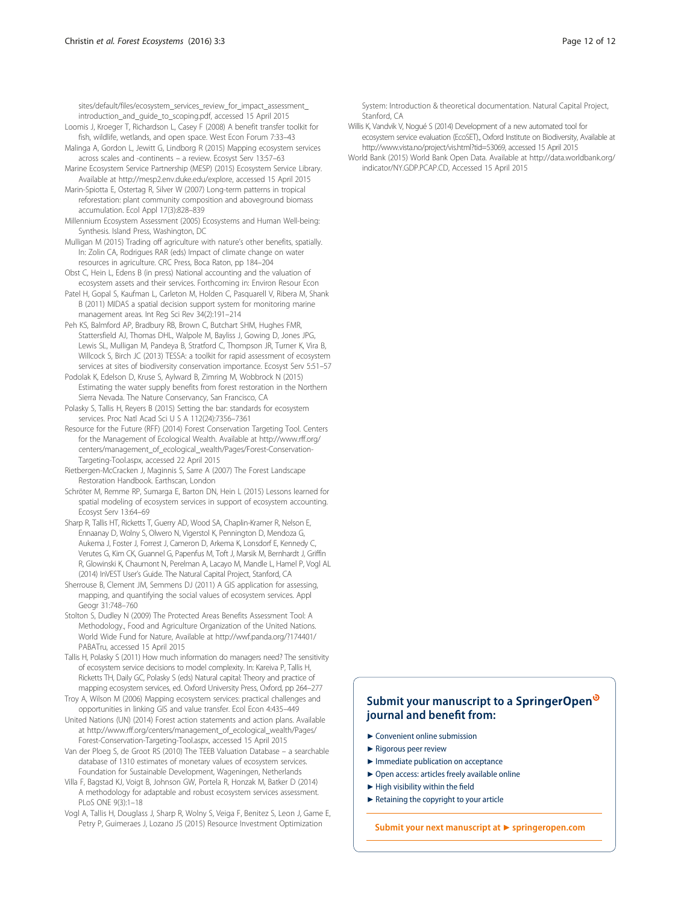sites/default/files/ecosystem_services_review_for_impact_assessment_introduction_and_guide_to_scoping.pdf, accessed 15 April 2015

Loomis J, Kroeger T, Richardson L, Casey F (2008) A benefit transfer toolkit for fish, wildlife, wetlands, and open space. West Econ Forum 7:33–43

Malinga A, Gordon L, Jewitt G, Lindborg R (2015) Mapping ecosystem services across scales and -continents – a review. Ecosyst Serv 13:57–63

Marine Ecosystem Service Partnership (MESP) (2015) Ecosystem Service Library. Available at http://mesp2.env.duke.edu/explore, accessed 15 April 2015

Marin-Spiotta E, Ostertag R, Silver W (2007) Long-term patterns in tropical reforestation: plant community composition and aboveground biomass accumulation. Ecol Appl 17(3):828–839

Millennium Ecosystem Assessment (2005) Ecosystems and Human Well-being: Synthesis. Island Press, Washington, DC

Mulligan M (2015) Trading off agriculture with nature's other benefits, spatially. In: Zolin CA, Rodrigues RAR (eds) Impact of climate change on water resources in agriculture. CRC Press, Boca Raton, pp 184–204

Obst C, Hein L, Edens B (in press) National accounting and the valuation of ecosystem assets and their services. Forthcoming in: Environ Resour Econ

Patel H, Gopal S, Kaufman L, Carleton M, Holden C, Pasquarell V, Ribera M, Shank B (2011) MIDAS a spatial decision support system for monitoring marine management areas. Int Reg Sci Rev 34(2):191–214

Peh KS, Balmford AP, Bradbury RB, Brown C, Butchart SHM, Hughes FMR, Stattersfield AJ, Thomas DHL, Walpole M, Bayliss J, Gowing D, Jones JPG, Lewis SL, Mulligan M, Pandeya B, Stratford C, Thompson JR, Turner K, Vira B, Willcock S, Birch JC (2013) TESSA: a toolkit for rapid assessment of ecosystem services at sites of biodiversity conservation importance. Ecosyst Serv 5:51–57

Podolak K, Edelson D, Kruse S, Aylward B, Zimring M, Wobbrock N (2015) Estimating the water supply benefits from forest restoration in the Northern Sierra Nevada. The Nature Conservancy, San Francisco, CA

Polasky S, Tallis H, Reyers B (2015) Setting the bar: standards for ecosystem services. Proc Natl Acad Sci U S A 112(24):7356–7361

Resource for the Future (RFF) (2014) Forest Conservation Targeting Tool. Centers for the Management of Ecological Wealth. Available at http://www.rff.org/centers/management_of_ecological_wealth/Pages/Forest-Conservation-Targeting-Tool.aspx, accessed 22 April 2015

Rietbergen-McCracken J, Maginnis S, Sarre A (2007) The Forest Landscape Restoration Handbook. Earthscan, London

Schröter M, Remme RP, Sumarga E, Barton DN, Hein L (2015) Lessons learned for spatial modeling of ecosystem services in support of ecosystem accounting. Ecosyst Serv 13:64–69

Sharp R, Tallis HT, Ricketts T, Guerry AD, Wood SA, Chaplin-Kramer R, Nelson E, Ennaanay D, Wolny S, Olwero N, Vigerstol K, Pennington D, Mendoza G, Aukema J, Foster J, Forrest J, Cameron D, Arkema K, Lonsdorf E, Kennedy C, Verutes G, Kim CK, Guannel G, Papenfus M, Toft J, Marsik M, Bernhardt J, Griffin R, Glowinski K, Chaumont N, Perelman A, Lacayo M, Mandle L, Hamel P, Vogl AL (2014) InVEST User's Guide. The Natural Capital Project, Stanford, CA

Sherrouse B, Clement JM, Semmens DJ (2011) A GIS application for assessing, mapping, and quantifying the social values of ecosystem services. Appl Geogr 31:748–760

Stolton S, Dudley N (2009) The Protected Areas Benefits Assessment Tool: A Methodology., Food and Agriculture Organization of the United Nations. World Wide Fund for Nature, Available at http://wwf.panda.org/?174401/PABATru, accessed 15 April 2015

Tallis H, Polasky S (2011) How much information do managers need? The sensitivity of ecosystem service decisions to model complexity. In: Kareiva P, Tallis H, Ricketts TH, Daily GC, Polasky S (eds) Natural capital: Theory and practice of mapping ecosystem services, ed. Oxford University Press, Oxford, pp 264–277

Troy A, Wilson M (2006) Mapping ecosystem services: practical challenges and opportunities in linking GIS and value transfer. Ecol Econ 4:435–449

United Nations (UN) (2014) Forest action statements and action plans. Available at http://www.rff.org/centers/management_of_ecological_wealth/Pages/Forest-Conservation-Targeting-Tool.aspx, accessed 15 April 2015

Van der Ploeg S, de Groot RS (2010) The TEEB Valuation Database – a searchable database of 1310 estimates of monetary values of ecosystem services. Foundation for Sustainable Development, Wageningen, Netherlands

Villa F, Bagstad KJ, Voigt B, Johnson GW, Portela R, Honzak M, Batker D (2014) A methodology for adaptable and robust ecosystem services assessment. PLoS ONE 9(3):1–18

Vogl A, Tallis H, Douglass J, Sharp R, Wolny S, Veiga F, Benitez S, Leon J, Game E, Petry P, Guimeraes J, Lozano JS (2015) Resource Investment Optimization System: Introduction & theoretical documentation. Natural Capital Project, Stanford, CA

Willis K, Vandvik V, Nogué S (2014) Development of a new automated tool for ecosystem service evaluation (EcoSET)., Oxford Institute on Biodiversity, Available at http://www.vista.no/project/vis.html?tid=53069, accessed 15 April 2015

World Bank (2015) World Bank Open Data. Available at http://data.worldbank.org/indicator/NY.GDP.PCAP.CD, Accessed 15 April 2015

**Submit your manuscript to a SpringerOpen journal and benefit from:**

- ► Convenient online submission
- ► Rigorous peer review
- ► Immediate publication on acceptance
- ► Open access: articles freely available online
- ► High visibility within the field
- ► Retaining the copyright to your article

**Submit your next manuscript at ► springeropen.com**